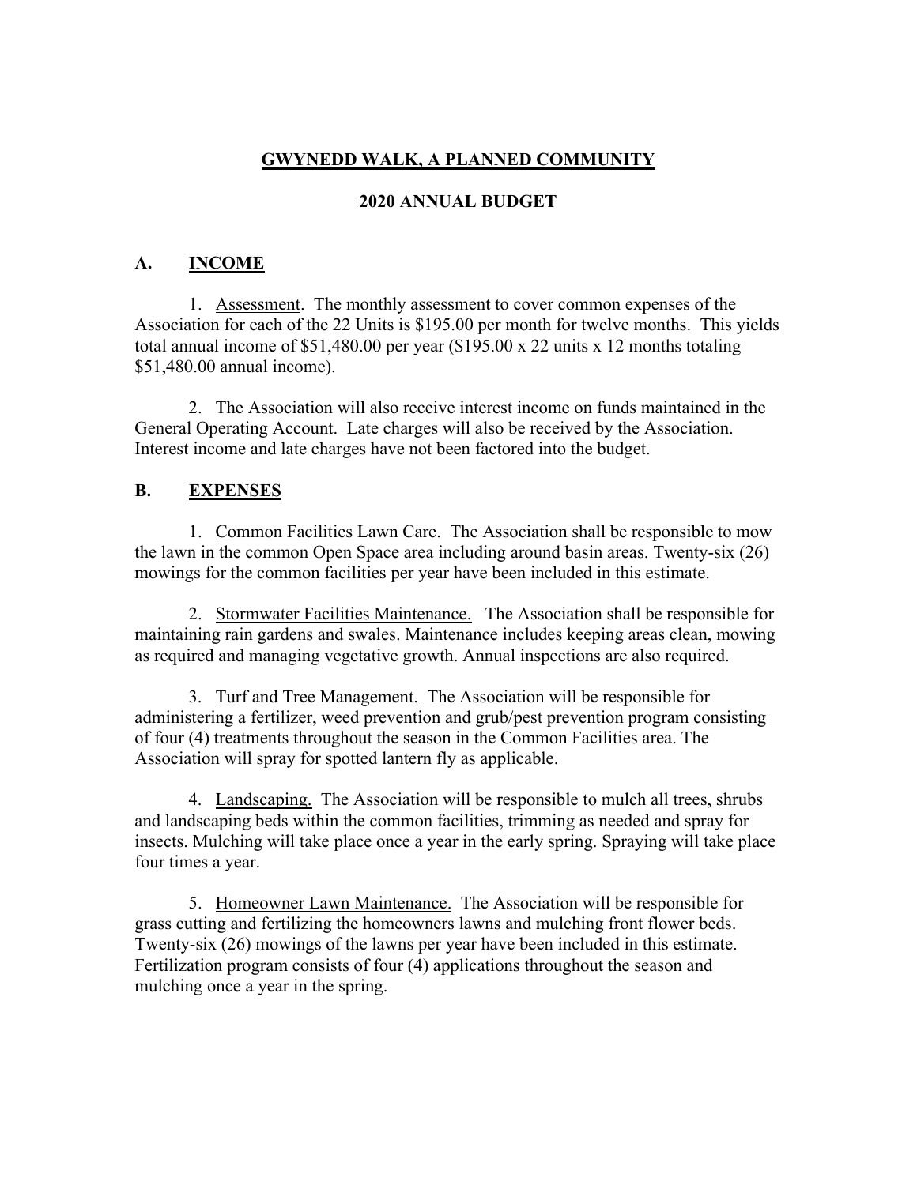# GWYNEDD WALK, A PLANNED COMMUNITY

## 2020 ANNUAL BUDGET

## A. INCOME

1. Assessment. The monthly assessment to cover common expenses of the Association for each of the 22 Units is $195.00 per month for twelve months. This yields total annual income of $51,480.00 per year ($195.00 x 22 units x 12 months totaling $51,480.00 annual income).

2. The Association will also receive interest income on funds maintained in the General Operating Account. Late charges will also be received by the Association. Interest income and late charges have not been factored into the budget.

## B. EXPENSES

1. Common Facilities Lawn Care. The Association shall be responsible to mow the lawn in the common Open Space area including around basin areas. Twenty-six (26) mowings for the common facilities per year have been included in this estimate.

2. Stormwater Facilities Maintenance. The Association shall be responsible for maintaining rain gardens and swales. Maintenance includes keeping areas clean, mowing as required and managing vegetative growth. Annual inspections are also required.

3. Turf and Tree Management. The Association will be responsible for administering a fertilizer, weed prevention and grub/pest prevention program consisting of four (4) treatments throughout the season in the Common Facilities area. The Association will spray for spotted lantern fly as applicable.

4. Landscaping. The Association will be responsible to mulch all trees, shrubs and landscaping beds within the common facilities, trimming as needed and spray for insects. Mulching will take place once a year in the early spring. Spraying will take place four times a year.

5. Homeowner Lawn Maintenance. The Association will be responsible for grass cutting and fertilizing the homeowners lawns and mulching front flower beds. Twenty-six (26) mowings of the lawns per year have been included in this estimate. Fertilization program consists of four (4) applications throughout the season and mulching once a year in the spring.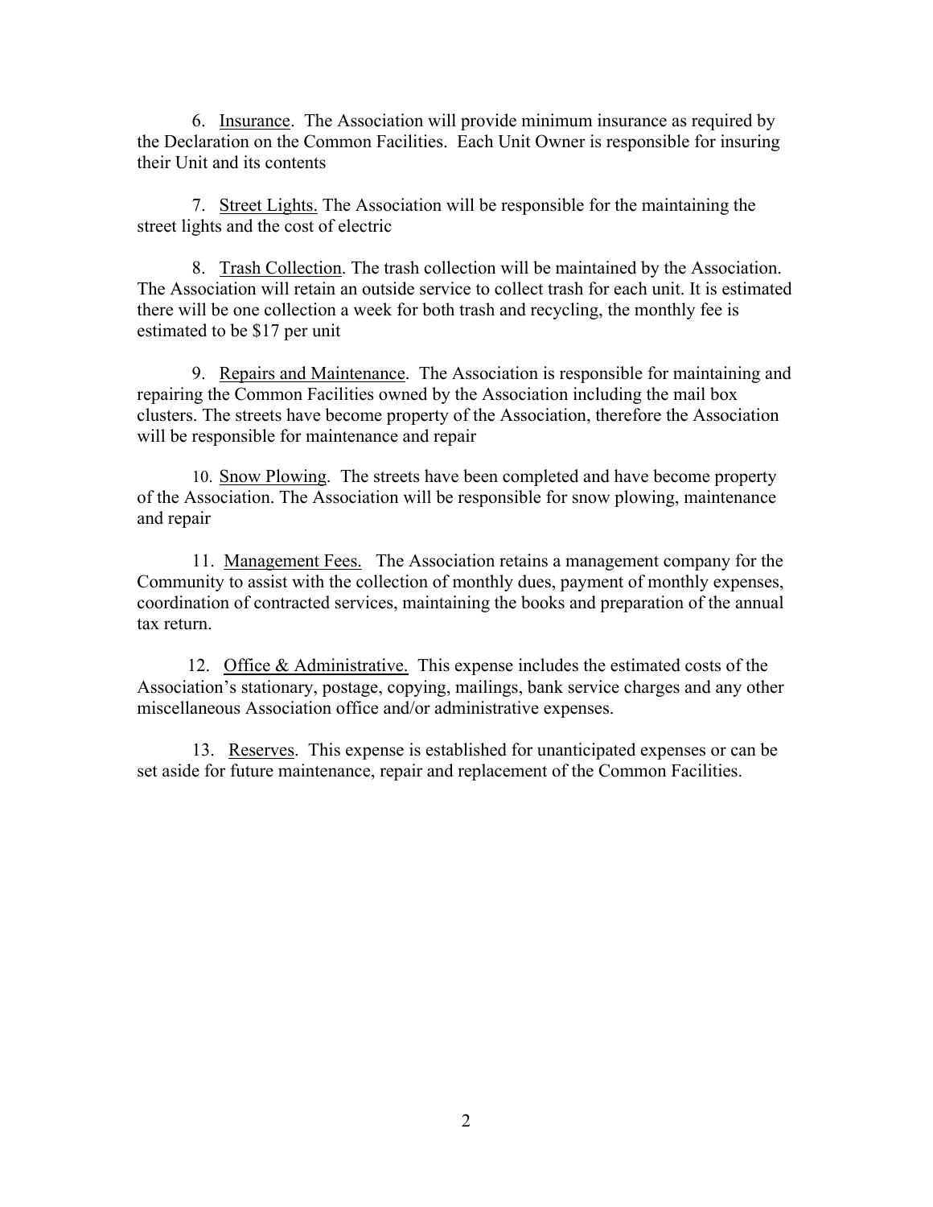6. Insurance. The Association will provide minimum insurance as required by the Declaration on the Common Facilities. Each Unit Owner is responsible for insuring their Unit and its contents

7. Street Lights. The Association will be responsible for the maintaining the street lights and the cost of electric

8. Trash Collection. The trash collection will be maintained by the Association. The Association will retain an outside service to collect trash for each unit. It is estimated there will be one collection a week for both trash and recycling, the monthly fee is estimated to be $17 per unit

9. Repairs and Maintenance. The Association is responsible for maintaining and repairing the Common Facilities owned by the Association including the mail box clusters. The streets have become property of the Association, therefore the Association will be responsible for maintenance and repair

10. Snow Plowing. The streets have been completed and have become property of the Association. The Association will be responsible for snow plowing, maintenance and repair

11. Management Fees. The Association retains a management company for the Community to assist with the collection of monthly dues, payment of monthly expenses, coordination of contracted services, maintaining the books and preparation of the annual tax return.

12. Office & Administrative. This expense includes the estimated costs of the Association's stationary, postage, copying, mailings, bank service charges and any other miscellaneous Association office and/or administrative expenses.

13. Reserves. This expense is established for unanticipated expenses or can be set aside for future maintenance, repair and replacement of the Common Facilities.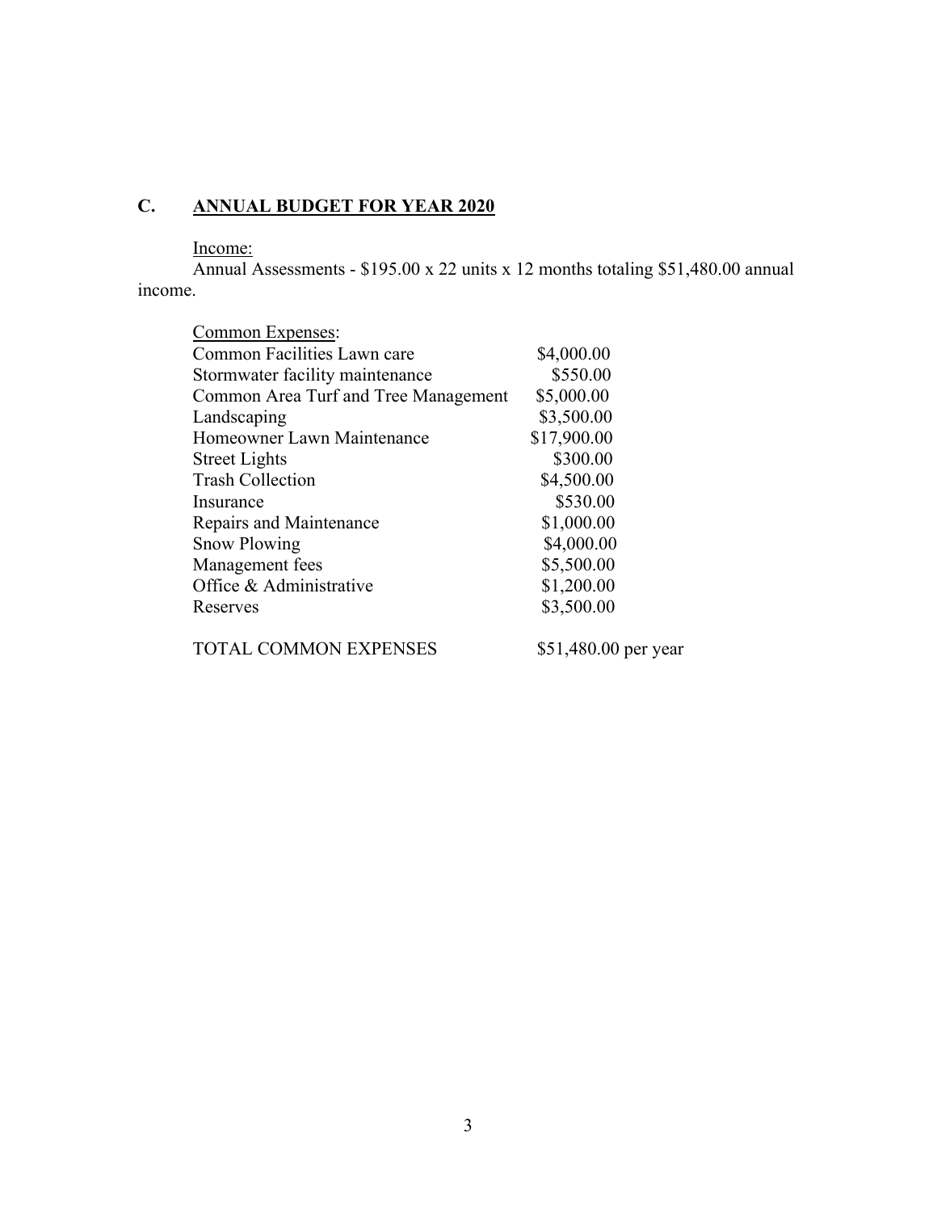## C. **ANNUAL BUDGET FOR YEAR 2020**

Income:

Annual Assessments - $195.00 x 22 units x 12 months totaling $51,480.00 annual income.

Common Expenses:

| | |
|---|---|
| Common Facilities Lawn care | $4,000.00 |
| Stormwater facility maintenance | $550.00 |
| Common Area Turf and Tree Management | $5,000.00 |
| Landscaping | $3,500.00 |
| Homeowner Lawn Maintenance | $17,900.00 |
| Street Lights | $300.00 |
| Trash Collection | $4,500.00 |
| Insurance | $530.00 |
| Repairs and Maintenance | $1,000.00 |
| Snow Plowing | $4,000.00 |
| Management fees | $5,500.00 |
| Office & Administrative | $1,200.00 |
| Reserves | $3,500.00 |
| TOTAL COMMON EXPENSES | $51,480.00 per year |